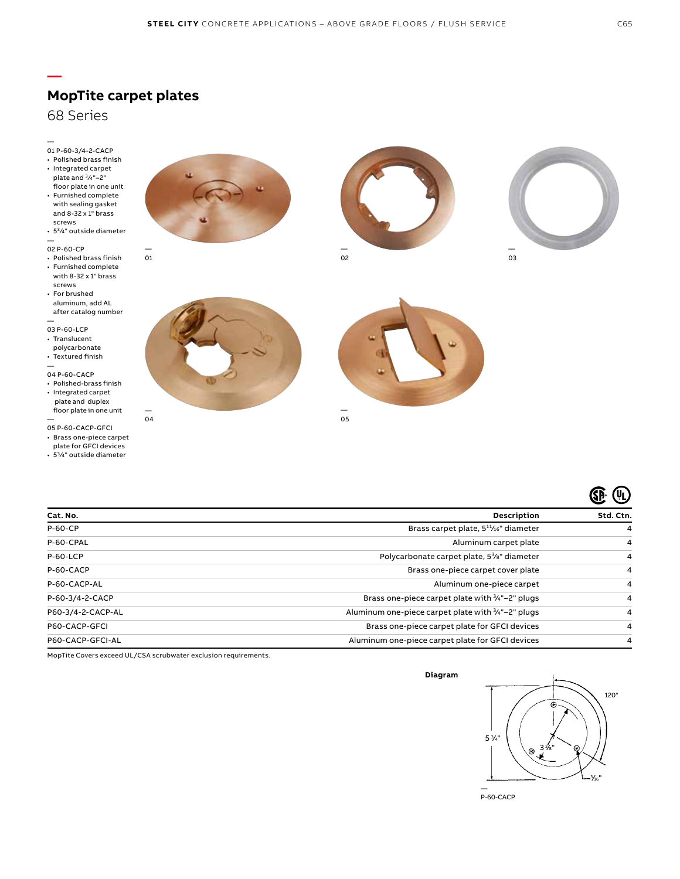# MopTite carpet plates

## 68 Series

01 P-60-3/4-2-CACP
- Polished brass finish
- Integrated carpet plate and ¾"–2" floor plate in one unit
- Furnished complete with sealing gasket and 8-32 x 1" brass screws
- 5¾" outside diameter

02 P-60-CP
- Polished brass finish
- Furnished complete with 8-32 x 1" brass screws
- For brushed aluminum, add AL after catalog number

03 P-60-LCP
- Translucent polycarbonate
- Textured finish

04 P-60-CACP
- Polished-brass finish
- Integrated carpet plate and duplex floor plate in one unit

05 P-60-CACP-GFCI
- Brass one-piece carpet plate for GFCI devices
- 5¾" outside diameter

01

02

03

04

05

| Cat. No. | Description | Std. Ctn. |
|---|---|---|
| P-60-CP | Brass carpet plate, 5¹¹⁄₁₆" diameter | 4 |
| P-60-CPAL | Aluminum carpet plate | 4 |
| P-60-LCP | Polycarbonate carpet plate, 5⅜" diameter | 4 |
| P-60-CACP | Brass one-piece carpet cover plate | 4 |
| P-60-CACP-AL | Aluminum one-piece carpet | 4 |
| P-60-3/4-2-CACP | Brass one-piece carpet plate with ¾"–2" plugs | 4 |
| P60-3/4-2-CACP-AL | Aluminum one-piece carpet plate with ¾"–2" plugs | 4 |
| P60-CACP-GFCI | Brass one-piece carpet plate for GFCI devices | 4 |
| P60-CACP-GFCI-AL | Aluminum one-piece carpet plate for GFCI devices | 4 |

MopTite Covers exceed UL/CSA scrubwater exclusion requirements.

**Diagram**

5 ¾"  3 ⅜"  120°  ³⁄₁₆"

P-60-CACP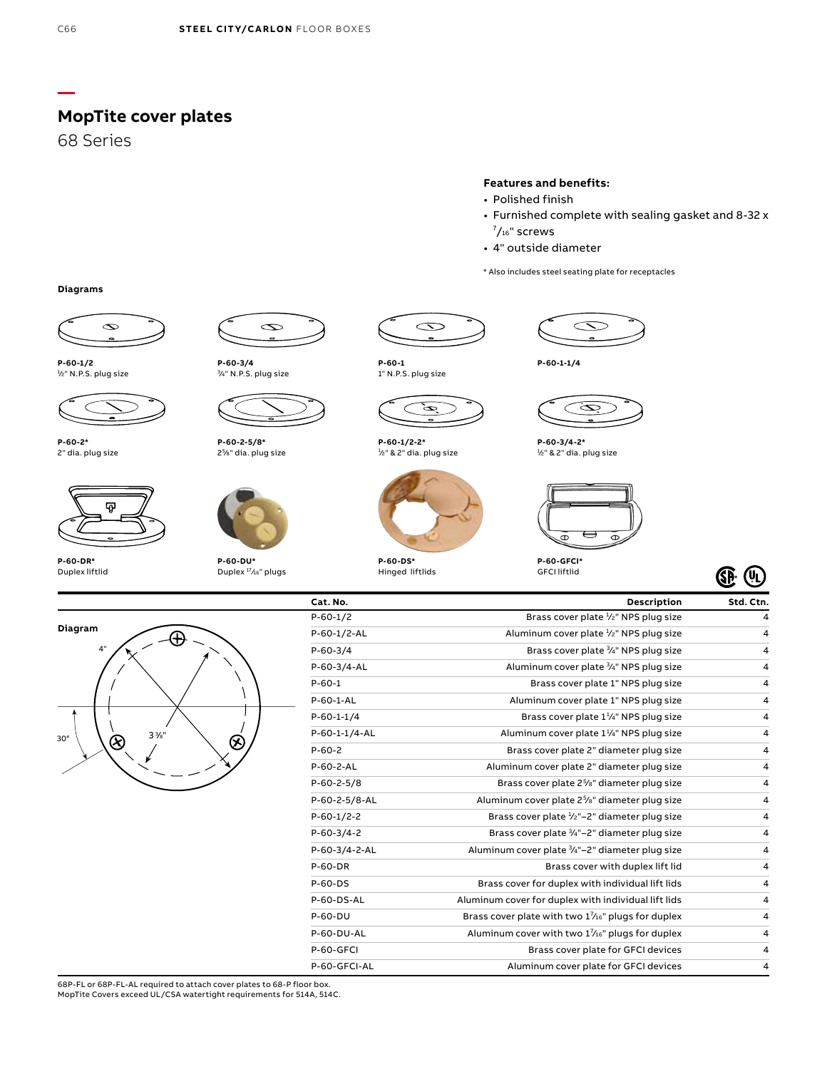# MopTite cover plates

## 68 Series

**Features and benefits:**

- Polished finish
- Furnished complete with sealing gasket and 8-32 x 7/16" screws
- 4" outside diameter

\* Also includes steel seating plate for receptacles

**Diagrams**

**P-60-1/2**
½" N.P.S. plug size

**P-60-3/4**
¾" N.P.S. plug size

**P-60-1**
1" N.P.S. plug size

**P-60-1-1/4**

**P-60-2***
2" dia. plug size

**P-60-2-5/8***
2⅝" dia. plug size

**P-60-1/2-2***
½" & 2" dia. plug size

**P-60-3/4-2***
½" & 2" dia. plug size

**P-60-DR***
Duplex liftlid

**P-60-DU***
Duplex 17/16" plugs

**P-60-DS***
Hinged liftlids

**P-60-GFCI***
GFCI liftlid

**Diagram**

4"

30°

3⅜"

| Cat. No. | Description | Std. Ctn. |
|---|---|---|
| P-60-1/2 | Brass cover plate ½" NPS plug size | 4 |
| P-60-1/2-AL | Aluminum cover plate ½" NPS plug size | 4 |
| P-60-3/4 | Brass cover plate ¾" NPS plug size | 4 |
| P-60-3/4-AL | Aluminum cover plate ¾" NPS plug size | 4 |
| P-60-1 | Brass cover plate 1" NPS plug size | 4 |
| P-60-1-AL | Aluminum cover plate 1" NPS plug size | 4 |
| P-60-1-1/4 | Brass cover plate 1¼" NPS plug size | 4 |
| P-60-1-1/4-AL | Aluminum cover plate 1¼" NPS plug size | 4 |
| P-60-2 | Brass cover plate 2" diameter plug size | 4 |
| P-60-2-AL | Aluminum cover plate 2" diameter plug size | 4 |
| P-60-2-5/8 | Brass cover plate 2⅝" diameter plug size | 4 |
| P-60-2-5/8-AL | Aluminum cover plate 2⅝" diameter plug size | 4 |
| P-60-1/2-2 | Brass cover plate ½"–2" diameter plug size | 4 |
| P-60-3/4-2 | Brass cover plate ¾"–2" diameter plug size | 4 |
| P-60-3/4-2-AL | Aluminum cover plate ¾"–2" diameter plug size | 4 |
| P-60-DR | Brass cover with duplex lift lid | 4 |
| P-60-DS | Brass cover for duplex with individual lift lids | 4 |
| P-60-DS-AL | Aluminum cover for duplex with individual lift lids | 4 |
| P-60-DU | Brass cover plate with two 1 7/16" plugs for duplex | 4 |
| P-60-DU-AL | Aluminum cover with two 1 7/16" plugs for duplex | 4 |
| P-60-GFCI | Brass cover plate for GFCI devices | 4 |
| P-60-GFCI-AL | Aluminum cover plate for GFCI devices | 4 |

68P-FL or 68P-FL-AL required to attach cover plates to 68-P floor box.
MopTite Covers exceed UL/CSA watertight requirements for 514A, 514C.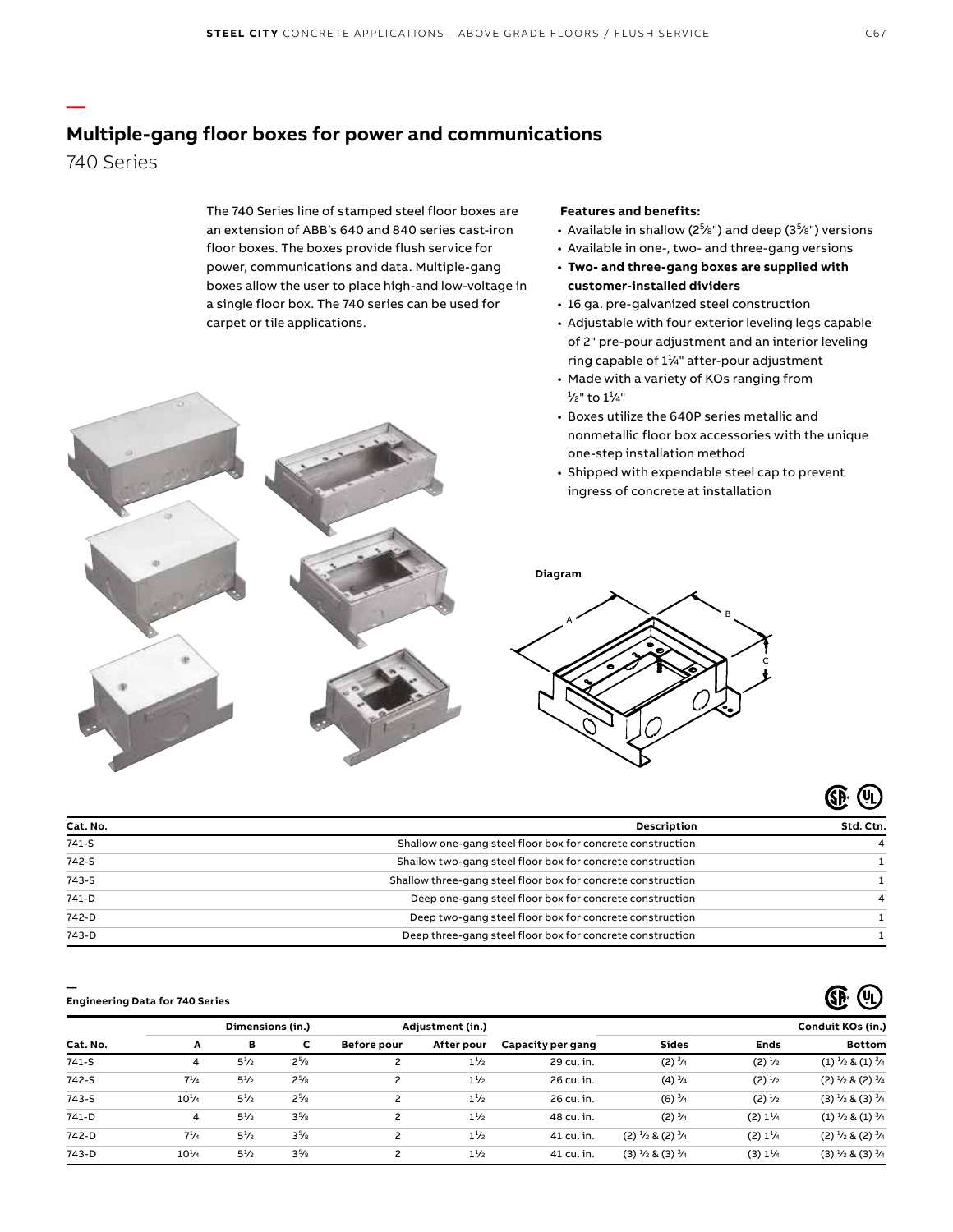## Multiple-gang floor boxes for power and communications

740 Series

The 740 Series line of stamped steel floor boxes are an extension of ABB's 640 and 840 series cast-iron floor boxes. The boxes provide flush service for power, communications and data. Multiple-gang boxes allow the user to place high-and low-voltage in a single floor box. The 740 series can be used for carpet or tile applications.

**Features and benefits:**

- Available in shallow (2⅝") and deep (3⅝") versions
- Available in one-, two- and three-gang versions
- **Two- and three-gang boxes are supplied with customer-installed dividers**
- 16 ga. pre-galvanized steel construction
- Adjustable with four exterior leveling legs capable of 2" pre-pour adjustment and an interior leveling ring capable of 1¼" after-pour adjustment
- Made with a variety of KOs ranging from ½" to 1¼"
- Boxes utilize the 640P series metallic and nonmetallic floor box accessories with the unique one-step installation method
- Shipped with expendable steel cap to prevent ingress of concrete at installation

**Diagram**

| Cat. No. | Description | Std. Ctn. |
|---|---|---|
| 741-S | Shallow one-gang steel floor box for concrete construction | 4 |
| 742-S | Shallow two-gang steel floor box for concrete construction | 1 |
| 743-S | Shallow three-gang steel floor box for concrete construction | 1 |
| 741-D | Deep one-gang steel floor box for concrete construction | 4 |
| 742-D | Deep two-gang steel floor box for concrete construction | 1 |
| 743-D | Deep three-gang steel floor box for concrete construction | 1 |

**Engineering Data for 740 Series**

| | Dimensions (in.) | | | Adjustment (in.) | | | Conduit KOs (in.) | | |
|---|---|---|---|---|---|---|---|---|---|
| Cat. No. | A | B | C | Before pour | After pour | Capacity per gang | Sides | Ends | Bottom |
| 741-S | 4 | 5½ | 2⅝ | 2 | 1½ | 29 cu. in. | (2) ¾ | (2) ½ | (1) ½ & (1) ¾ |
| 742-S | 7¼ | 5½ | 2⅝ | 2 | 1½ | 26 cu. in. | (4) ¾ | (2) ½ | (2) ½ & (2) ¾ |
| 743-S | 10¼ | 5½ | 2⅝ | 2 | 1½ | 26 cu. in. | (6) ¾ | (2) ½ | (3) ½ & (3) ¾ |
| 741-D | 4 | 5½ | 3⅝ | 2 | 1½ | 48 cu. in. | (2) ¾ | (2) 1¼ | (1) ½ & (1) ¾ |
| 742-D | 7¼ | 5½ | 3⅝ | 2 | 1½ | 41 cu. in. | (2) ½ & (2) ¾ | (2) 1¼ | (2) ½ & (2) ¾ |
| 743-D | 10¼ | 5½ | 3⅝ | 2 | 1½ | 41 cu. in. | (3) ½ & (3) ¾ | (3) 1¼ | (3) ½ & (3) ¾ |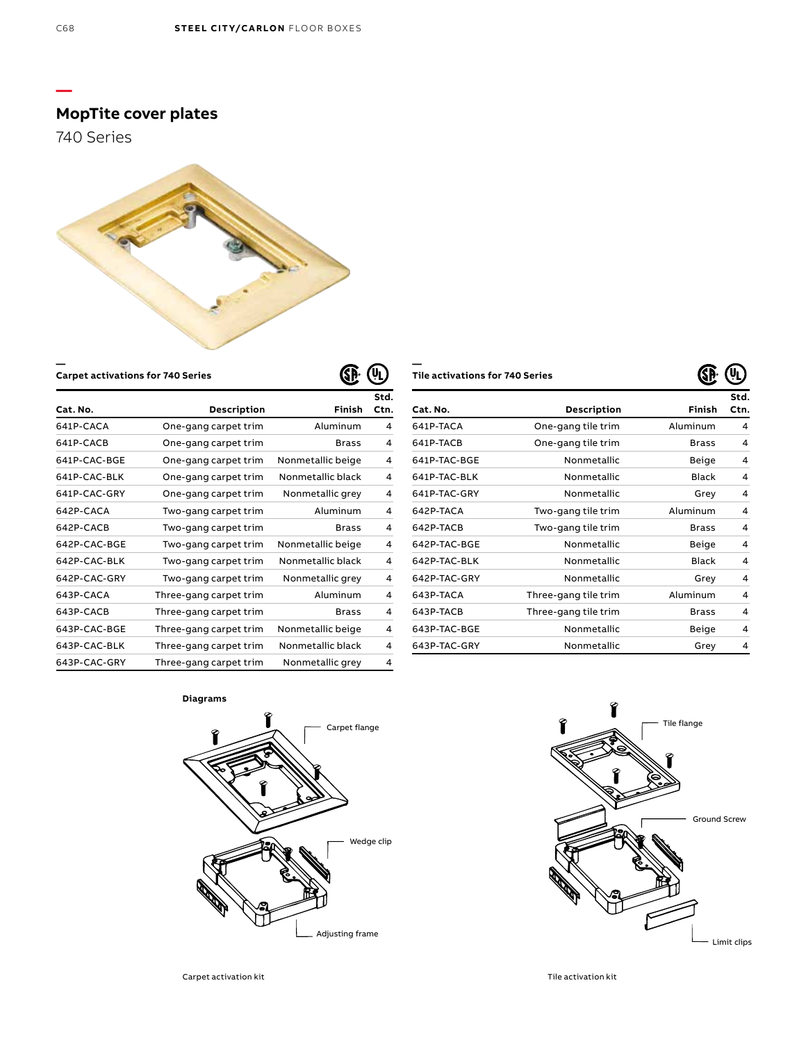# MopTite cover plates

740 Series

## Carpet activations for 740 Series

| Cat. No. | Description | Finish | Std. Ctn. |
|---|---|---|---|
| 641P-CACA | One-gang carpet trim | Aluminum | 4 |
| 641P-CACB | One-gang carpet trim | Brass | 4 |
| 641P-CAC-BGE | One-gang carpet trim | Nonmetallic beige | 4 |
| 641P-CAC-BLK | One-gang carpet trim | Nonmetallic black | 4 |
| 641P-CAC-GRY | One-gang carpet trim | Nonmetallic grey | 4 |
| 642P-CACA | Two-gang carpet trim | Aluminum | 4 |
| 642P-CACB | Two-gang carpet trim | Brass | 4 |
| 642P-CAC-BGE | Two-gang carpet trim | Nonmetallic beige | 4 |
| 642P-CAC-BLK | Two-gang carpet trim | Nonmetallic black | 4 |
| 642P-CAC-GRY | Two-gang carpet trim | Nonmetallic grey | 4 |
| 643P-CACA | Three-gang carpet trim | Aluminum | 4 |
| 643P-CACB | Three-gang carpet trim | Brass | 4 |
| 643P-CAC-BGE | Three-gang carpet trim | Nonmetallic beige | 4 |
| 643P-CAC-BLK | Three-gang carpet trim | Nonmetallic black | 4 |
| 643P-CAC-GRY | Three-gang carpet trim | Nonmetallic grey | 4 |

## Tile activations for 740 Series

| Cat. No. | Description | Finish | Std. Ctn. |
|---|---|---|---|
| 641P-TACA | One-gang tile trim | Aluminum | 4 |
| 641P-TACB | One-gang tile trim | Brass | 4 |
| 641P-TAC-BGE | Nonmetallic | Beige | 4 |
| 641P-TAC-BLK | Nonmetallic | Black | 4 |
| 641P-TAC-GRY | Nonmetallic | Grey | 4 |
| 642P-TACA | Two-gang tile trim | Aluminum | 4 |
| 642P-TACB | Two-gang tile trim | Brass | 4 |
| 642P-TAC-BGE | Nonmetallic | Beige | 4 |
| 642P-TAC-BLK | Nonmetallic | Black | 4 |
| 642P-TAC-GRY | Nonmetallic | Grey | 4 |
| 643P-TACA | Three-gang tile trim | Aluminum | 4 |
| 643P-TACB | Three-gang tile trim | Brass | 4 |
| 643P-TAC-BGE | Nonmetallic | Beige | 4 |
| 643P-TAC-GRY | Nonmetallic | Grey | 4 |

**Diagrams**

Carpet flange

Wedge clip

Adjusting frame

Carpet activation kit

Tile flange

Ground Screw

Limit clips

Tile activation kit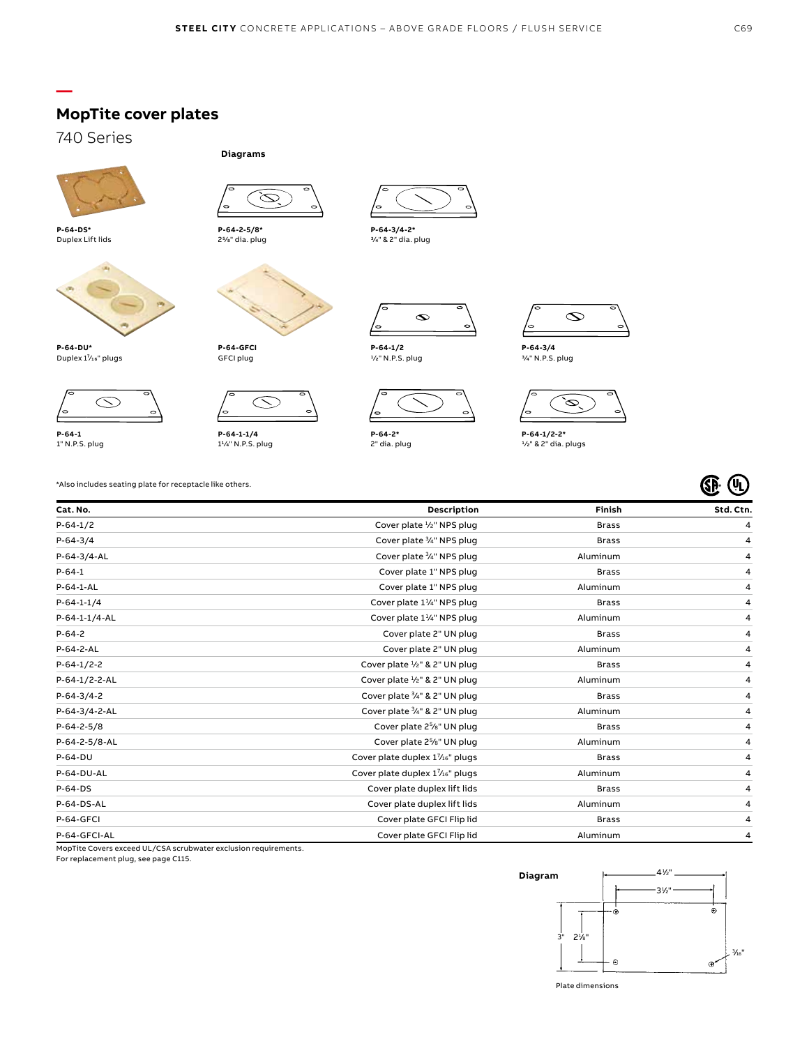## MopTite cover plates

740 Series

**Diagrams**

**P-64-DS***
Duplex Lift lids

**P-64-2-5/8***
2⅝" dia. plug

**P-64-3/4-2***
¾" & 2" dia. plug

**P-64-DU***
Duplex 1⁷⁄₁₆" plugs

**P-64-GFCI**
GFCI plug

**P-64-1/2**
½" N.P.S. plug

**P-64-3/4**
¾" N.P.S. plug

**P-64-1**
1" N.P.S. plug

**P-64-1-1/4**
1¼" N.P.S. plug

**P-64-2***
2" dia. plug

**P-64-1/2-2***
½" & 2" dia. plugs

*Also includes seating plate for receptacle like others.

| Cat. No. | Description | Finish | Std. Ctn. |
|---|---|---|---|
| P-64-1/2 | Cover plate ½" NPS plug | Brass | 4 |
| P-64-3/4 | Cover plate ¾" NPS plug | Brass | 4 |
| P-64-3/4-AL | Cover plate ¾" NPS plug | Aluminum | 4 |
| P-64-1 | Cover plate 1" NPS plug | Brass | 4 |
| P-64-1-AL | Cover plate 1" NPS plug | Aluminum | 4 |
| P-64-1-1/4 | Cover plate 1¼" NPS plug | Brass | 4 |
| P-64-1-1/4-AL | Cover plate 1¼" NPS plug | Aluminum | 4 |
| P-64-2 | Cover plate 2" UN plug | Brass | 4 |
| P-64-2-AL | Cover plate 2" UN plug | Aluminum | 4 |
| P-64-1/2-2 | Cover plate ½" & 2" UN plug | Brass | 4 |
| P-64-1/2-2-AL | Cover plate ½" & 2" UN plug | Aluminum | 4 |
| P-64-3/4-2 | Cover plate ¾" & 2" UN plug | Brass | 4 |
| P-64-3/4-2-AL | Cover plate ¾" & 2" UN plug | Aluminum | 4 |
| P-64-2-5/8 | Cover plate 2⅝" UN plug | Brass | 4 |
| P-64-2-5/8-AL | Cover plate 2⅝" UN plug | Aluminum | 4 |
| P-64-DU | Cover plate duplex 1⁷⁄₁₆" plugs | Brass | 4 |
| P-64-DU-AL | Cover plate duplex 1⁷⁄₁₆" plugs | Aluminum | 4 |
| P-64-DS | Cover plate duplex lift lids | Brass | 4 |
| P-64-DS-AL | Cover plate duplex lift lids | Aluminum | 4 |
| P-64-GFCI | Cover plate GFCI Flip lid | Brass | 4 |
| P-64-GFCI-AL | Cover plate GFCI Flip lid | Aluminum | 4 |

MopTite Covers exceed UL/CSA scrubwater exclusion requirements.
For replacement plug, see page C115.

**Diagram**

4½"
3½"
3"
2⅛"
³⁄₁₆"

Plate dimensions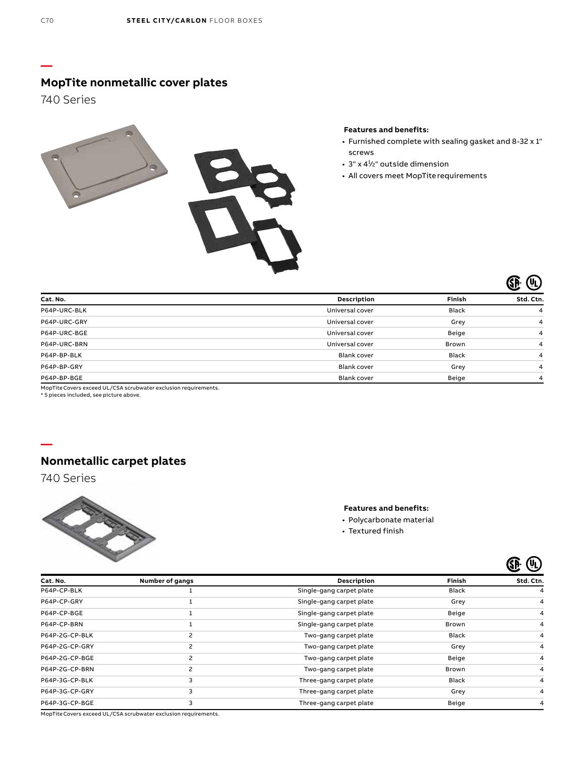## MopTite nonmetallic cover plates

740 Series

**Features and benefits:**

- Furnished complete with sealing gasket and 8-32 x 1" screws
- 3" x 4½" outside dimension
- All covers meet MopTite requirements

| Cat. No. | Description | Finish | Std. Ctn. |
| --- | --- | --- | --- |
| P64P-URC-BLK | Universal cover | Black | 4 |
| P64P-URC-GRY | Universal cover | Grey | 4 |
| P64P-URC-BGE | Universal cover | Beige | 4 |
| P64P-URC-BRN | Universal cover | Brown | 4 |
| P64P-BP-BLK | Blank cover | Black | 4 |
| P64P-BP-GRY | Blank cover | Grey | 4 |
| P64P-BP-BGE | Blank cover | Beige | 4 |

MopTite Covers exceed UL/CSA scrubwater exclusion requirements.
* 5 pieces included, see picture above.

## Nonmetallic carpet plates

740 Series

**Features and benefits:**

- Polycarbonate material
- Textured finish

| Cat. No. | Number of gangs | Description | Finish | Std. Ctn. |
| --- | --- | --- | --- | --- |
| P64P-CP-BLK | 1 | Single-gang carpet plate | Black | 4 |
| P64P-CP-GRY | 1 | Single-gang carpet plate | Grey | 4 |
| P64P-CP-BGE | 1 | Single-gang carpet plate | Beige | 4 |
| P64P-CP-BRN | 1 | Single-gang carpet plate | Brown | 4 |
| P64P-2G-CP-BLK | 2 | Two-gang carpet plate | Black | 4 |
| P64P-2G-CP-GRY | 2 | Two-gang carpet plate | Grey | 4 |
| P64P-2G-CP-BGE | 2 | Two-gang carpet plate | Beige | 4 |
| P64P-2G-CP-BRN | 2 | Two-gang carpet plate | Brown | 4 |
| P64P-3G-CP-BLK | 3 | Three-gang carpet plate | Black | 4 |
| P64P-3G-CP-GRY | 3 | Three-gang carpet plate | Grey | 4 |
| P64P-3G-CP-BGE | 3 | Three-gang carpet plate | Beige | 4 |

MopTite Covers exceed UL/CSA scrubwater exclusion requirements.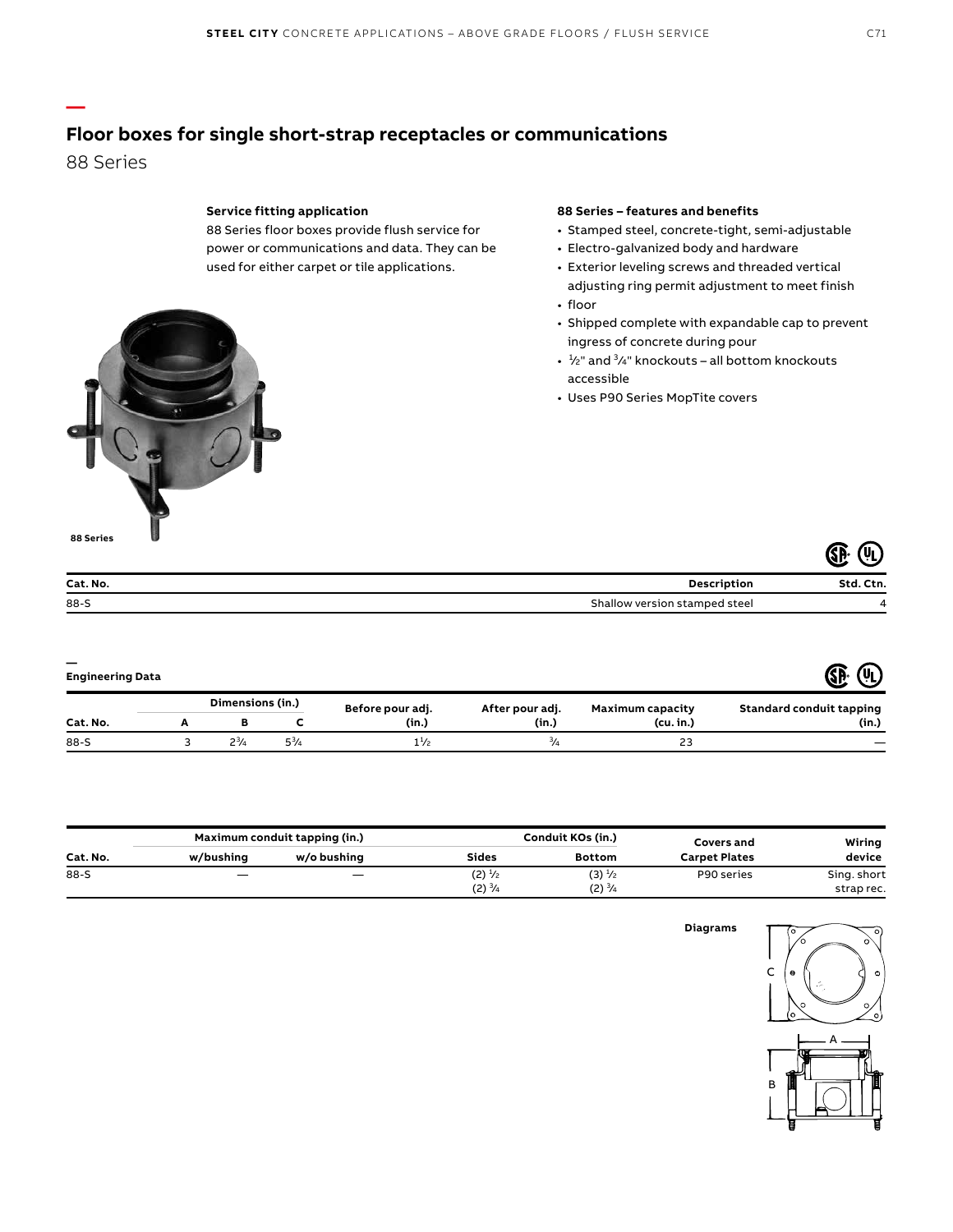## Floor boxes for single short-strap receptacles or communications

88 Series

**Service fitting application**

88 Series floor boxes provide flush service for power or communications and data. They can be used for either carpet or tile applications.

**88 Series – features and benefits**

- Stamped steel, concrete-tight, semi-adjustable
- Electro-galvanized body and hardware
- Exterior leveling screws and threaded vertical adjusting ring permit adjustment to meet finish
- floor
- Shipped complete with expandable cap to prevent ingress of concrete during pour
- ½" and ¾" knockouts – all bottom knockouts accessible
- Uses P90 Series MopTite covers

**88 Series**

| Cat. No. | Description | Std. Ctn. |
|---|---|---|
| 88-S | Shallow version stamped steel | 4 |

**Engineering Data**

| | Dimensions (in.) | | | Before pour adj. | After pour adj. | Maximum capacity | Standard conduit tapping |
|---|---|---|---|---|---|---|---|
| Cat. No. | A | B | C | (in.) | (in.) | (cu. in.) | (in.) |
| 88-S | 3 | 2¾ | 5¾ | 1½ | ¾ | 23 | — |

| | Maximum conduit tapping (in.) | | Conduit KOs (in.) | | Covers and | Wiring |
|---|---|---|---|---|---|---|
| Cat. No. | w/bushing | w/o bushing | Sides | Bottom | Carpet Plates | device |
| 88-S | — | — | (2) ½<br>(2) ¾ | (3) ½<br>(2) ¾ | P90 series | Sing. short strap rec. |

**Diagrams**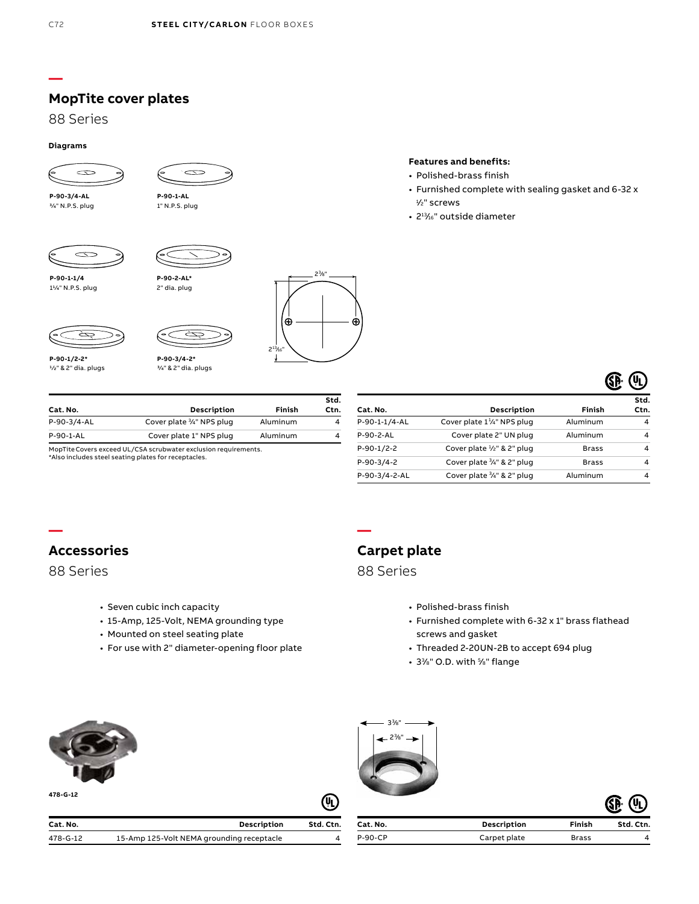## MopTite cover plates

88 Series

**Diagrams**

**P-90-3/4-AL**
¾" N.P.S. plug

**P-90-1-AL**
1" N.P.S. plug

**P-90-1-1/4**
1¼" N.P.S. plug

**P-90-2-AL***
2" dia. plug

**P-90-1/2-2***
½" & 2" dia. plugs

**P-90-3/4-2***
¾" & 2" dia. plugs

2⅜"

2¹³⁄₁₆"

**Features and benefits:**

- Polished-brass finish
- Furnished complete with sealing gasket and 6-32 x ½" screws
- 2¹³⁄₁₆" outside diameter

| Cat. No. | Description | Finish | Std. Ctn. |
|---|---|---|---|
| P-90-3/4-AL | Cover plate ¾" NPS plug | Aluminum | 4 |
| P-90-1-AL | Cover plate 1" NPS plug | Aluminum | 4 |
| P-90-1-1/4-AL | Cover plate 1¼" NPS plug | Aluminum | 4 |
| P-90-2-AL | Cover plate 2" UN plug | Aluminum | 4 |
| P-90-1/2-2 | Cover plate ½" & 2" plug | Brass | 4 |
| P-90-3/4-2 | Cover plate ¾" & 2" plug | Brass | 4 |
| P-90-3/4-2-AL | Cover plate ¾" & 2" plug | Aluminum | 4 |

MopTite Covers exceed UL/CSA scrubwater exclusion requirements.
*Also includes steel seating plates for receptacles.

## Accessories

88 Series

- Seven cubic inch capacity
- 15-Amp, 125-Volt, NEMA grounding type
- Mounted on steel seating plate
- For use with 2" diameter-opening floor plate

**478-G-12**

| Cat. No. | Description | Std. Ctn. |
|---|---|---|
| 478-G-12 | 15-Amp 125-Volt NEMA grounding receptacle | 4 |

## Carpet plate

88 Series

- Polished-brass finish
- Furnished complete with 6-32 x 1" brass flathead screws and gasket
- Threaded 2-20UN-2B to accept 694 plug
- 3⅜" O.D. with ⅝" flange

3⅜"

2⅜"

| Cat. No. | Description | Finish | Std. Ctn. |
|---|---|---|---|
| P-90-CP | Carpet plate | Brass | 4 |